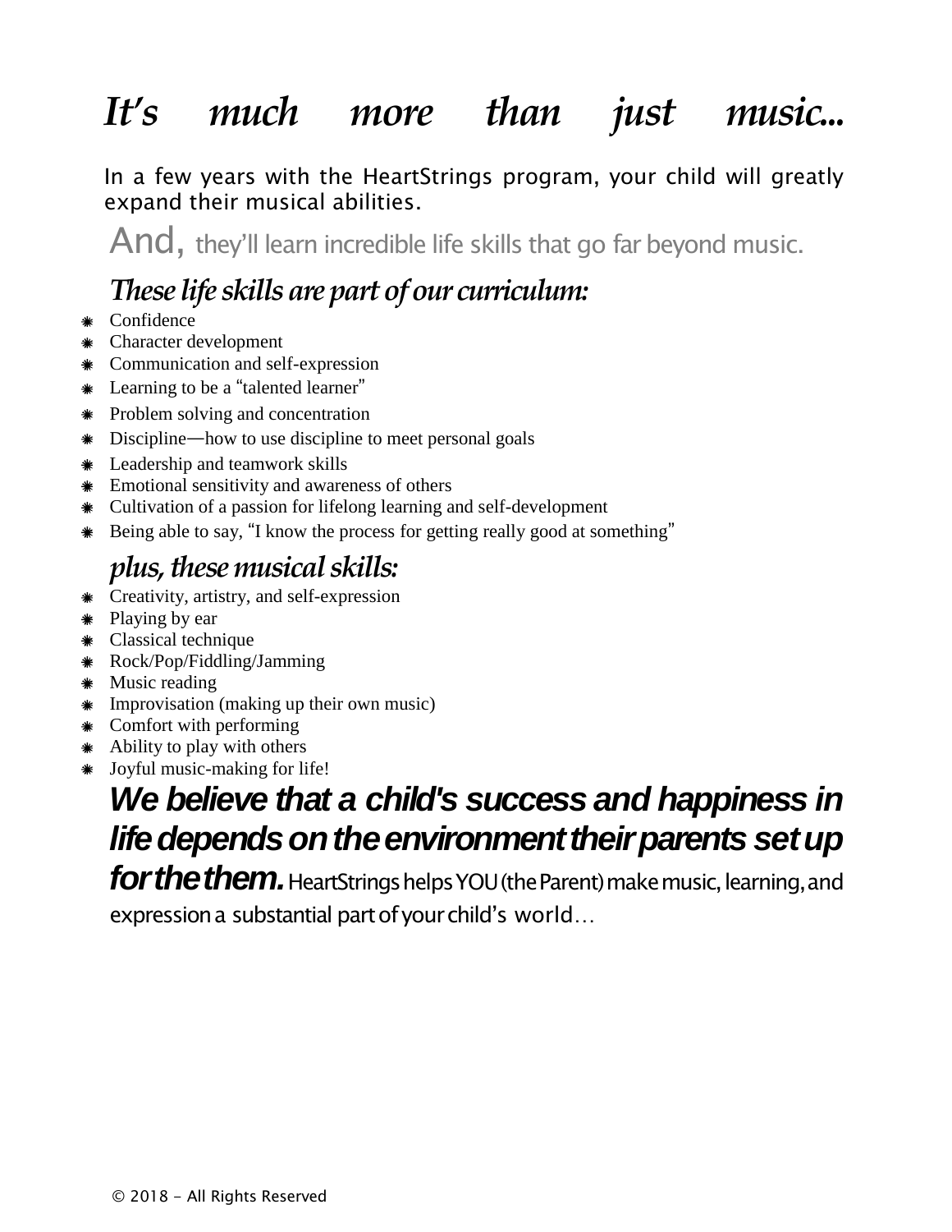# *It's much more than just music...*

In a few years with the HeartStrings program, your child will greatly expand their musical abilities.

And, they'll learn incredible life skills that go far beyond music.

## *These life skills are part of our curriculum:*

- Confidence
- Character development
- Communication and self-expression
- Learning to be a "talented learner"
- Problem solving and concentration
- Discipline—how to use discipline to meet personal goals
- Leadership and teamwork skills
- Emotional sensitivity and awareness of others
- Cultivation of a passion for lifelong learning and self-development
- Being able to say, "I know the process for getting really good at something"

## *plus, these musical skills:*

- Creativity, artistry, and self-expression
- Playing by ear
- Classical technique
- Rock/Pop/Fiddling/Jamming
- Music reading
- Improvisation (making up their own music)
- Comfort with performing
- Ability to play with others
- Joyful music-making for life!

***We believe that a child's success and happiness in life depends on the environment their parents set up for the them.*** HeartStrings helps YOU (the Parent) make music, learning, and expression a substantial part of your child's world…

© 2018 - All Rights Reserved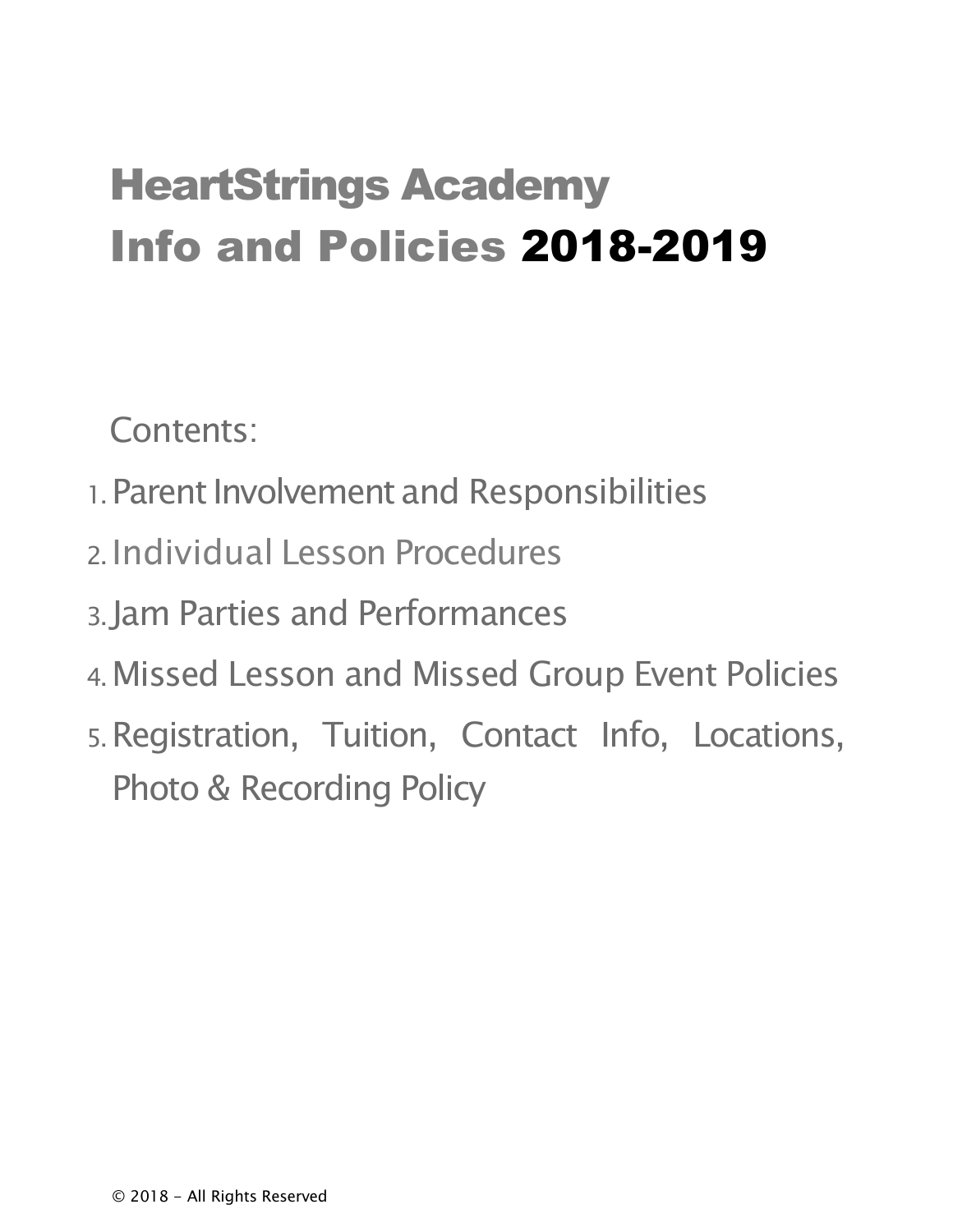# HeartStrings Academy
# Info and Policies 2018-2019

Contents:

1. Parent Involvement and Responsibilities
2. Individual Lesson Procedures
3. Jam Parties and Performances
4. Missed Lesson and Missed Group Event Policies
5. Registration, Tuition, Contact Info, Locations, Photo & Recording Policy

© 2018 - All Rights Reserved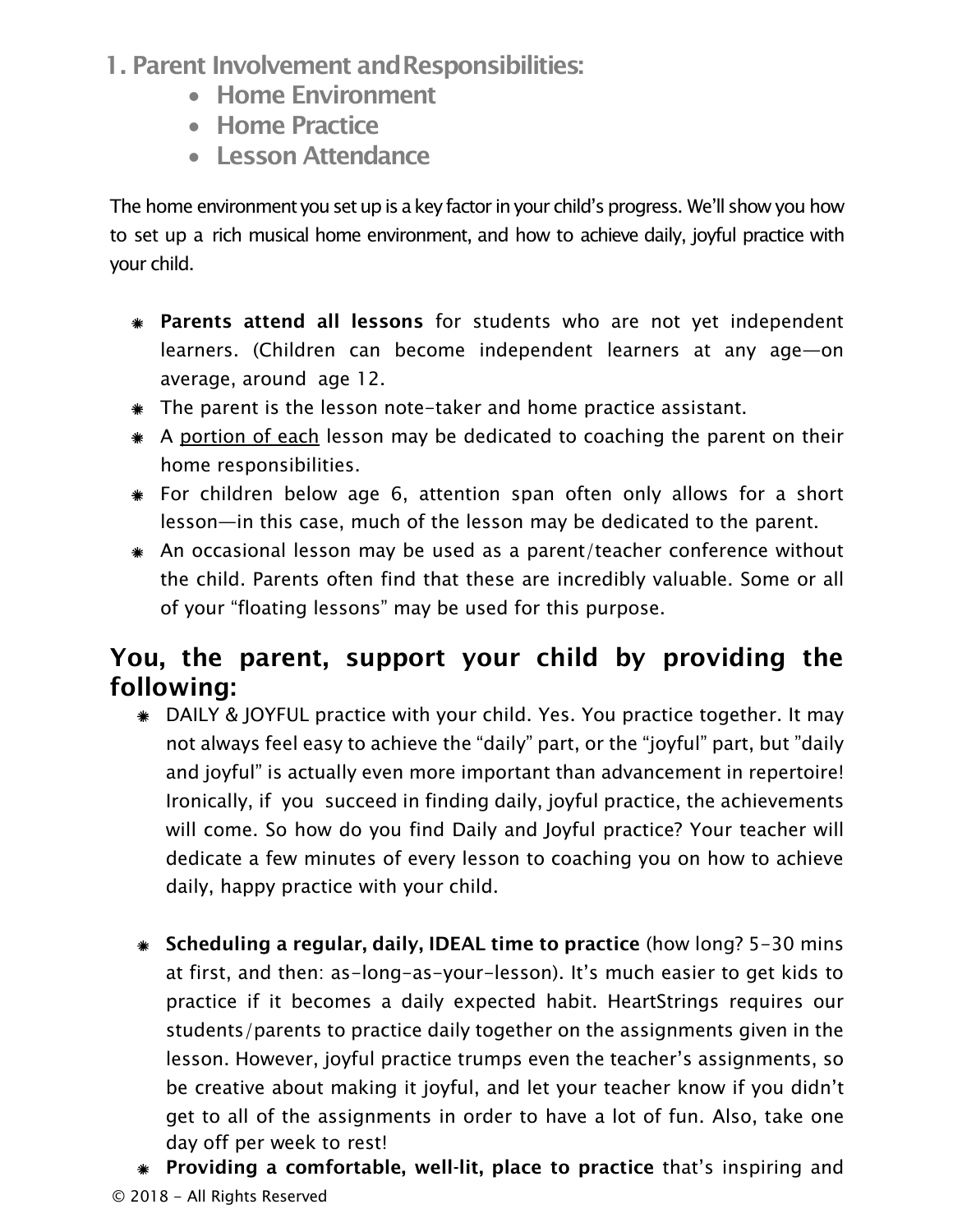## 1. Parent Involvement and Responsibilities:

- **Home Environment**
- **Home Practice**
- **Lesson Attendance**

The home environment you set up is a key factor in your child's progress. We'll show you how to set up a rich musical home environment, and how to achieve daily, joyful practice with your child.

- **Parents attend all lessons** for students who are not yet independent learners. (Children can become independent learners at any age—on average, around age 12.
- The parent is the lesson note-taker and home practice assistant.
- A <u>portion of each</u> lesson may be dedicated to coaching the parent on their home responsibilities.
- For children below age 6, attention span often only allows for a short lesson—in this case, much of the lesson may be dedicated to the parent.
- An occasional lesson may be used as a parent/teacher conference without the child. Parents often find that these are incredibly valuable. Some or all of your "floating lessons" may be used for this purpose.

## You, the parent, support your child by providing the following:

- DAILY & JOYFUL practice with your child. Yes. You practice together. It may not always feel easy to achieve the "daily" part, or the "joyful" part, but "daily and joyful" is actually even more important than advancement in repertoire! Ironically, if you succeed in finding daily, joyful practice, the achievements will come. So how do you find Daily and Joyful practice? Your teacher will dedicate a few minutes of every lesson to coaching you on how to achieve daily, happy practice with your child.

- **Scheduling a regular, daily, IDEAL time to practice** (how long? 5-30 mins at first, and then: as-long-as-your-lesson). It's much easier to get kids to practice if it becomes a daily expected habit. HeartStrings requires our students/parents to practice daily together on the assignments given in the lesson. However, joyful practice trumps even the teacher's assignments, so be creative about making it joyful, and let your teacher know if you didn't get to all of the assignments in order to have a lot of fun. Also, take one day off per week to rest!
- **Providing a comfortable, well-lit, place to practice** that's inspiring and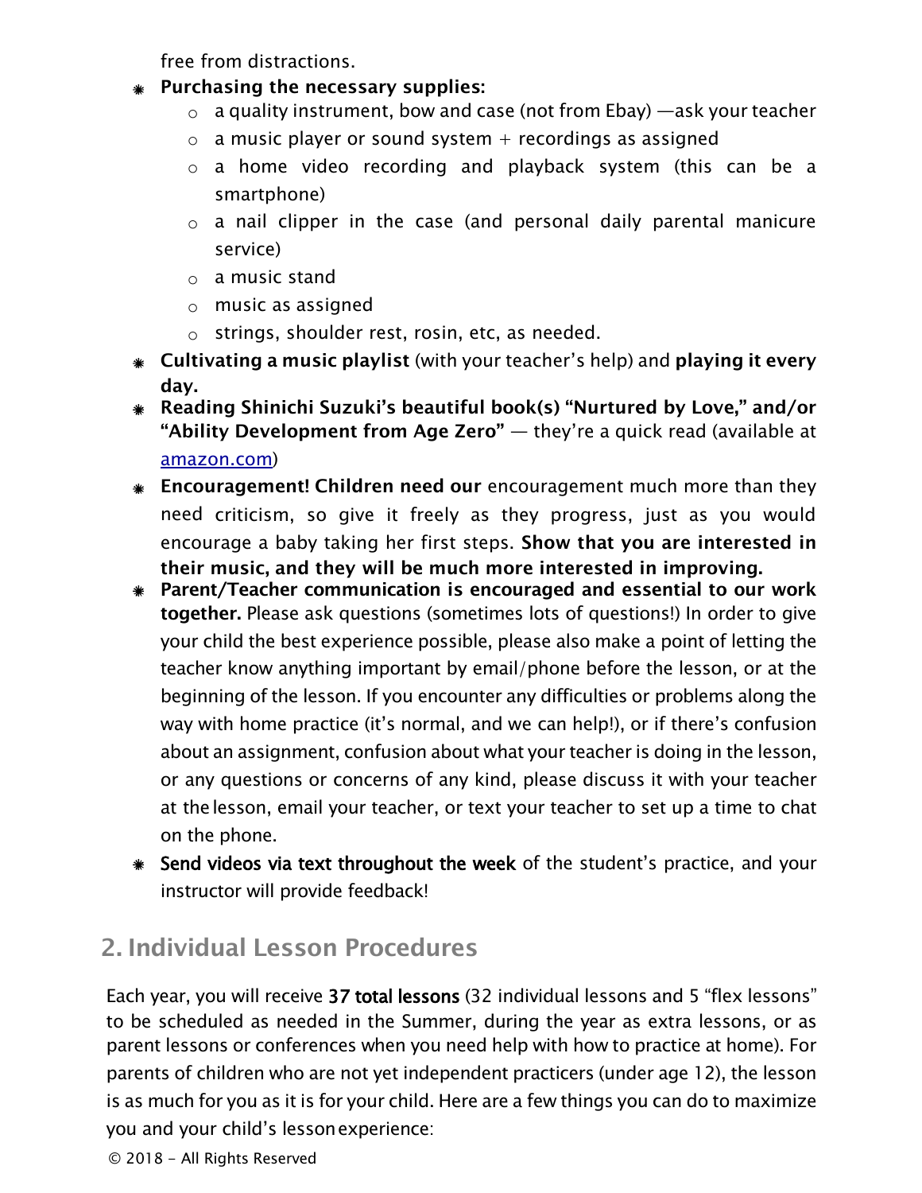free from distractions.

- **Purchasing the necessary supplies:**
  - a quality instrument, bow and case (not from Ebay) —ask your teacher
  - a music player or sound system + recordings as assigned
  - a home video recording and playback system (this can be a smartphone)
  - a nail clipper in the case (and personal daily parental manicure service)
  - a music stand
  - music as assigned
  - strings, shoulder rest, rosin, etc, as needed.
- **Cultivating a music playlist** (with your teacher's help) and **playing it every day.**
- **Reading Shinichi Suzuki's beautiful book(s) "Nurtured by Love," and/or "Ability Development from Age Zero"** — they're a quick read (available at [amazon.com](amazon.com))
- **Encouragement! Children need our** encouragement much more than they need criticism, so give it freely as they progress, just as you would encourage a baby taking her first steps. **Show that you are interested in their music, and they will be much more interested in improving.**
- **Parent/Teacher communication is encouraged and essential to our work together.** Please ask questions (sometimes lots of questions!) In order to give your child the best experience possible, please also make a point of letting the teacher know anything important by email/phone before the lesson, or at the beginning of the lesson. If you encounter any difficulties or problems along the way with home practice (it's normal, and we can help!), or if there's confusion about an assignment, confusion about what your teacher is doing in the lesson, or any questions or concerns of any kind, please discuss it with your teacher at the lesson, email your teacher, or text your teacher to set up a time to chat on the phone.
- **Send videos via text throughout the week** of the student's practice, and your instructor will provide feedback!

## 2. Individual Lesson Procedures

Each year, you will receive **37 total lessons** (32 individual lessons and 5 "flex lessons" to be scheduled as needed in the Summer, during the year as extra lessons, or as parent lessons or conferences when you need help with how to practice at home). For parents of children who are not yet independent practicers (under age 12), the lesson is as much for you as it is for your child. Here are a few things you can do to maximize you and your child's lesson experience: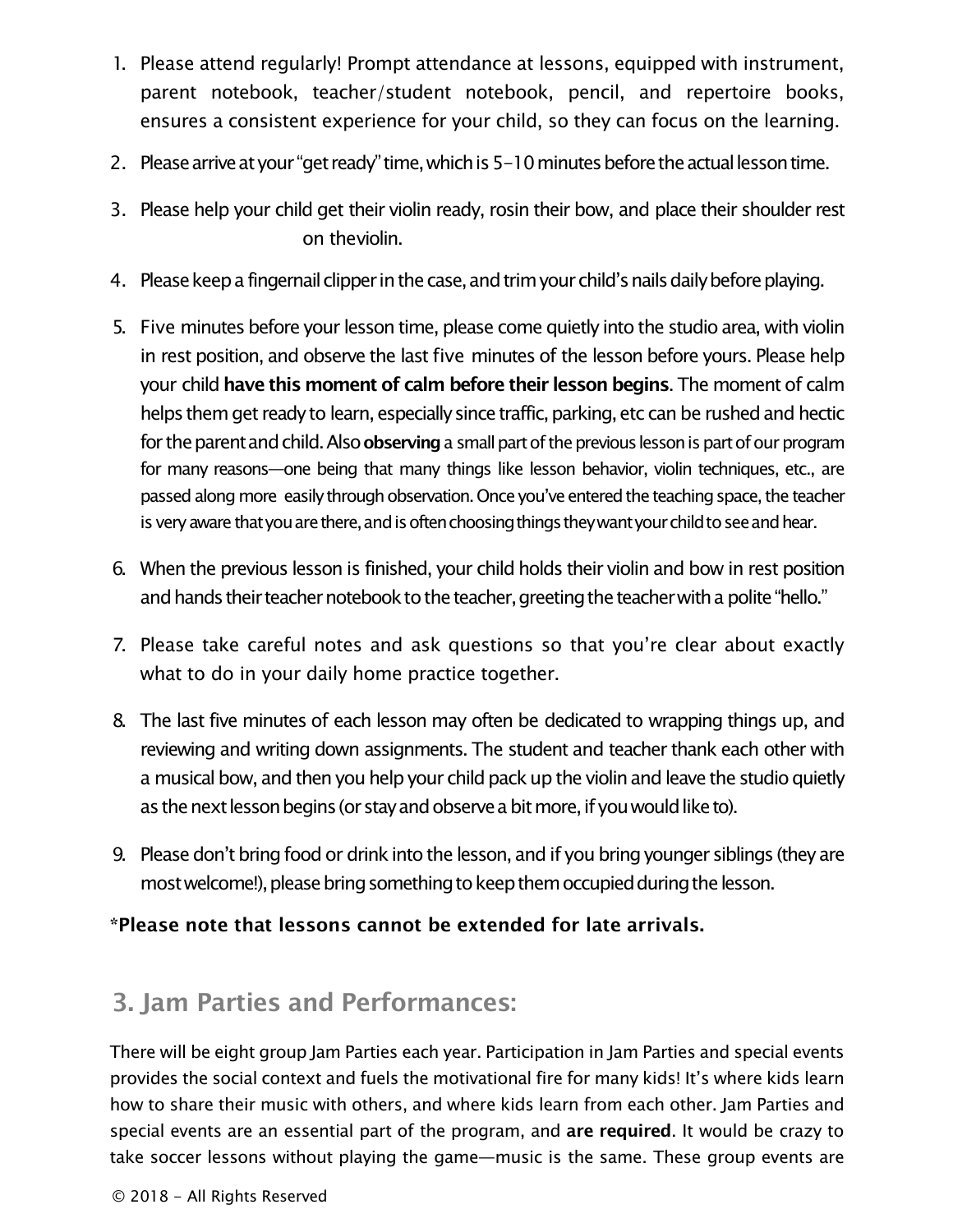1. Please attend regularly! Prompt attendance at lessons, equipped with instrument, parent notebook, teacher/student notebook, pencil, and repertoire books, ensures a consistent experience for your child, so they can focus on the learning.
2. Please arrive at your "get ready" time, which is 5-10 minutes before the actual lesson time.
3. Please help your child get their violin ready, rosin their bow, and place their shoulder rest on theviolin.
4. Please keep a fingernail clipper in the case, and trim your child's nails daily before playing.
5. Five minutes before your lesson time, please come quietly into the studio area, with violin in rest position, and observe the last five minutes of the lesson before yours. Please help your child **have this moment of calm before their lesson begins**. The moment of calm helps them get ready to learn, especially since traffic, parking, etc can be rushed and hectic for the parent and child. Also **observing** a small part of the previous lesson is part of our program for many reasons—one being that many things like lesson behavior, violin techniques, etc., are passed along more easily through observation. Once you've entered the teaching space, the teacher is very aware that you are there, and is often choosing things they want your child to see and hear.
6. When the previous lesson is finished, your child holds their violin and bow in rest position and hands their teacher notebook to the teacher, greeting the teacher with a polite "hello."
7. Please take careful notes and ask questions so that you're clear about exactly what to do in your daily home practice together.
8. The last five minutes of each lesson may often be dedicated to wrapping things up, and reviewing and writing down assignments. The student and teacher thank each other with a musical bow, and then you help your child pack up the violin and leave the studio quietly as the next lesson begins (or stay and observe a bit more, if you would like to).
9. Please don't bring food or drink into the lesson, and if you bring younger siblings (they are most welcome!), please bring something to keep them occupied during the lesson.

***Please note that lessons cannot be extended for late arrivals.**

## 3. Jam Parties and Performances:

There will be eight group Jam Parties each year. Participation in Jam Parties and special events provides the social context and fuels the motivational fire for many kids! It's where kids learn how to share their music with others, and where kids learn from each other. Jam Parties and special events are an essential part of the program, and **are required**. It would be crazy to take soccer lessons without playing the game—music is the same. These group events are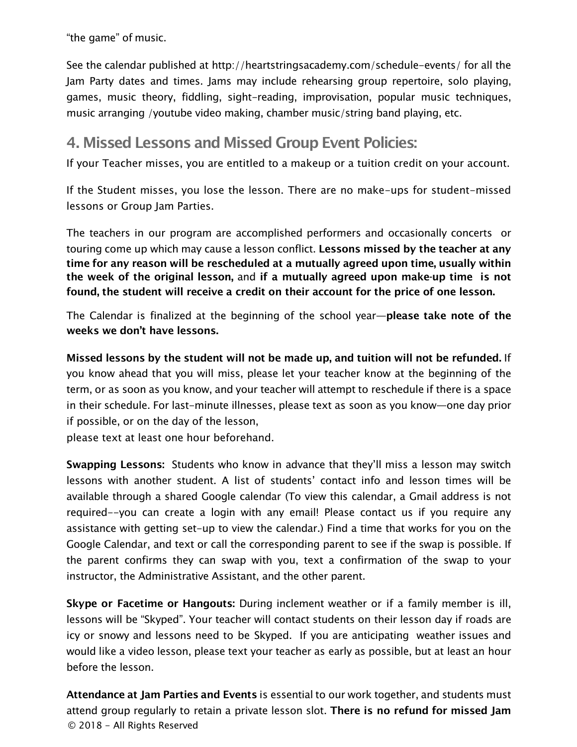"the game" of music.

See the calendar published at http://heartstringsacademy.com/schedule-events/ for all the Jam Party dates and times. Jams may include rehearsing group repertoire, solo playing, games, music theory, fiddling, sight-reading, improvisation, popular music techniques, music arranging /youtube video making, chamber music/string band playing, etc.

## 4. Missed Lessons and Missed Group Event Policies:

If your Teacher misses, you are entitled to a makeup or a tuition credit on your account.

If the Student misses, you lose the lesson. There are no make-ups for student-missed lessons or Group Jam Parties.

The teachers in our program are accomplished performers and occasionally concerts or touring come up which may cause a lesson conflict. **Lessons missed by the teacher at any time for any reason will be rescheduled at a mutually agreed upon time, usually within the week of the original lesson,** and **if a mutually agreed upon make-up time is not found, the student will receive a credit on their account for the price of one lesson.**

The Calendar is finalized at the beginning of the school year—**please take note of the weeks we don't have lessons.**

**Missed lessons by the student will not be made up, and tuition will not be refunded.** If you know ahead that you will miss, please let your teacher know at the beginning of the term, or as soon as you know, and your teacher will attempt to reschedule if there is a space in their schedule. For last-minute illnesses, please text as soon as you know—one day prior if possible, or on the day of the lesson,
please text at least one hour beforehand.

**Swapping Lessons:** Students who know in advance that they'll miss a lesson may switch lessons with another student. A list of students' contact info and lesson times will be available through a shared Google calendar (To view this calendar, a Gmail address is not required--you can create a login with any email! Please contact us if you require any assistance with getting set-up to view the calendar.) Find a time that works for you on the Google Calendar, and text or call the corresponding parent to see if the swap is possible. If the parent confirms they can swap with you, text a confirmation of the swap to your instructor, the Administrative Assistant, and the other parent.

**Skype or Facetime or Hangouts:** During inclement weather or if a family member is ill, lessons will be "Skyped". Your teacher will contact students on their lesson day if roads are icy or snowy and lessons need to be Skyped. If you are anticipating weather issues and would like a video lesson, please text your teacher as early as possible, but at least an hour before the lesson.

**Attendance at Jam Parties and Events** is essential to our work together, and students must attend group regularly to retain a private lesson slot. **There is no refund for missed Jam**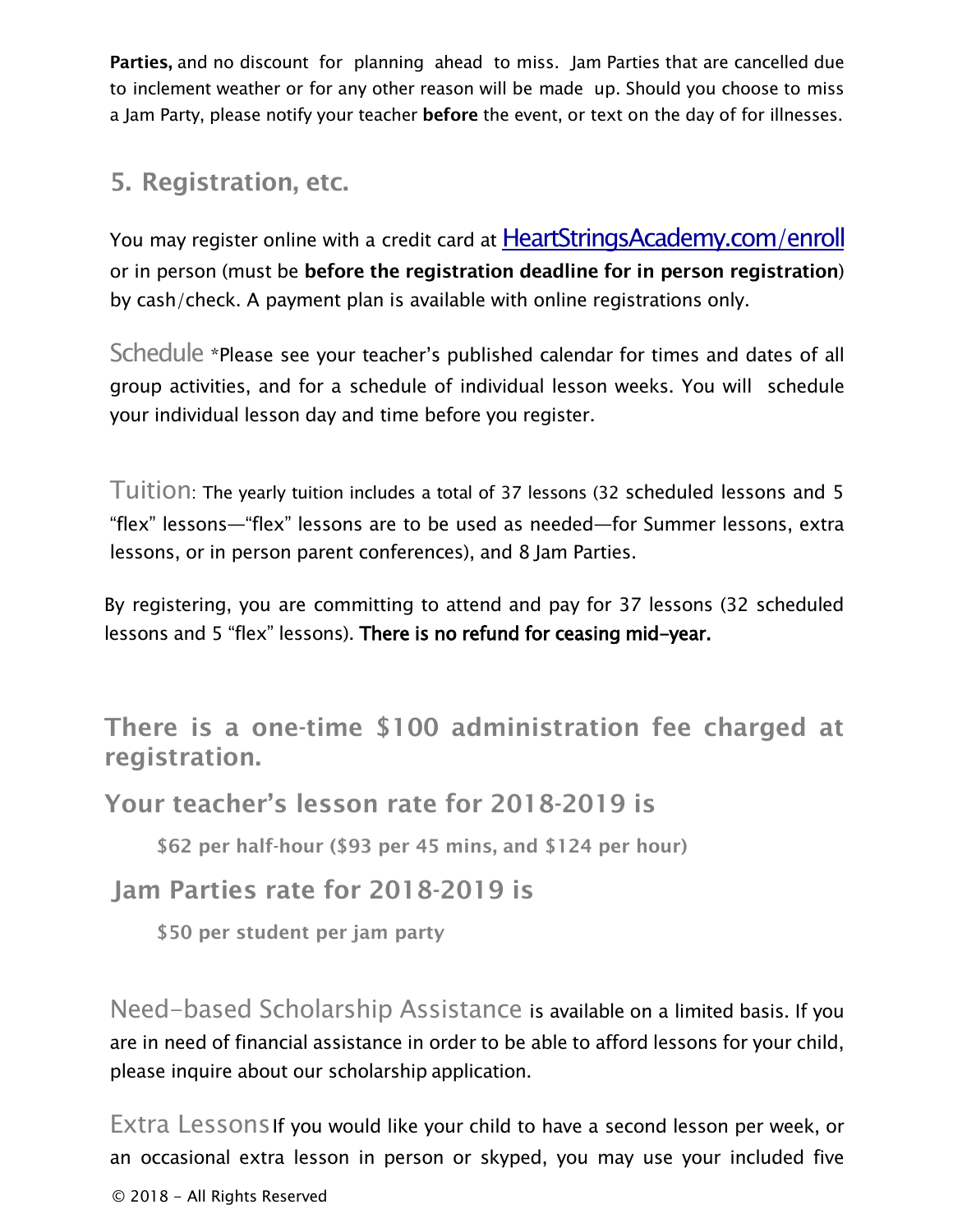**Parties,** and no discount for planning ahead to miss. Jam Parties that are cancelled due to inclement weather or for any other reason will be made up. Should you choose to miss a Jam Party, please notify your teacher **before** the event, or text on the day of for illnesses.

## 5. Registration, etc.

You may register online with a credit card at HeartStringsAcademy.com/enroll or in person (must be **before the registration deadline for in person registration**) by cash/check. A payment plan is available with online registrations only.

Schedule *Please see your teacher's published calendar for times and dates of all group activities, and for a schedule of individual lesson weeks. You will schedule your individual lesson day and time before you register.

Tuition: The yearly tuition includes a total of 37 lessons (32 scheduled lessons and 5 "flex" lessons—"flex" lessons are to be used as needed—for Summer lessons, extra lessons, or in person parent conferences), and 8 Jam Parties.

By registering, you are committing to attend and pay for 37 lessons (32 scheduled lessons and 5 "flex" lessons). **There is no refund for ceasing mid-year.**

### There is a one-time $100 administration fee charged at registration.

### Your teacher's lesson rate for 2018-2019 is

**$62 per half-hour ($93 per 45 mins, and $124 per hour)**

### Jam Parties rate for 2018-2019 is

**$50 per student per jam party**

Need-based Scholarship Assistance is available on a limited basis. If you are in need of financial assistance in order to be able to afford lessons for your child, please inquire about our scholarship application.

Extra Lessons If you would like your child to have a second lesson per week, or an occasional extra lesson in person or skyped, you may use your included five

© 2018 - All Rights Reserved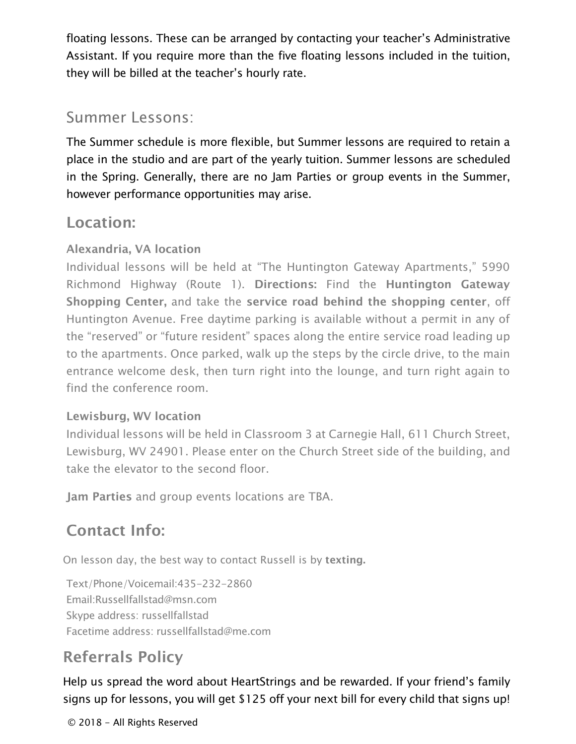floating lessons. These can be arranged by contacting your teacher's Administrative Assistant. If you require more than the five floating lessons included in the tuition, they will be billed at the teacher's hourly rate.

### Summer Lessons:

The Summer schedule is more flexible, but Summer lessons are required to retain a place in the studio and are part of the yearly tuition. Summer lessons are scheduled in the Spring. Generally, there are no Jam Parties or group events in the Summer, however performance opportunities may arise.

## Location:

**Alexandria, VA location**

Individual lessons will be held at "The Huntington Gateway Apartments," 5990 Richmond Highway (Route 1). **Directions:** Find the **Huntington Gateway Shopping Center,** and take the **service road behind the shopping center**, off Huntington Avenue. Free daytime parking is available without a permit in any of the "reserved" or "future resident" spaces along the entire service road leading up to the apartments. Once parked, walk up the steps by the circle drive, to the main entrance welcome desk, then turn right into the lounge, and turn right again to find the conference room.

**Lewisburg, WV location**

Individual lessons will be held in Classroom 3 at Carnegie Hall, 611 Church Street, Lewisburg, WV 24901. Please enter on the Church Street side of the building, and take the elevator to the second floor.

**Jam Parties** and group events locations are TBA.

## Contact Info:

On lesson day, the best way to contact Russell is by **texting.**

Text/Phone/Voicemail:435-232-2860
Email:Russellfallstad@msn.com
Skype address: russellfallstad
Facetime address: russellfallstad@me.com

## Referrals Policy

Help us spread the word about HeartStrings and be rewarded. If your friend's family signs up for lessons, you will get $125 off your next bill for every child that signs up!

© 2018 - All Rights Reserved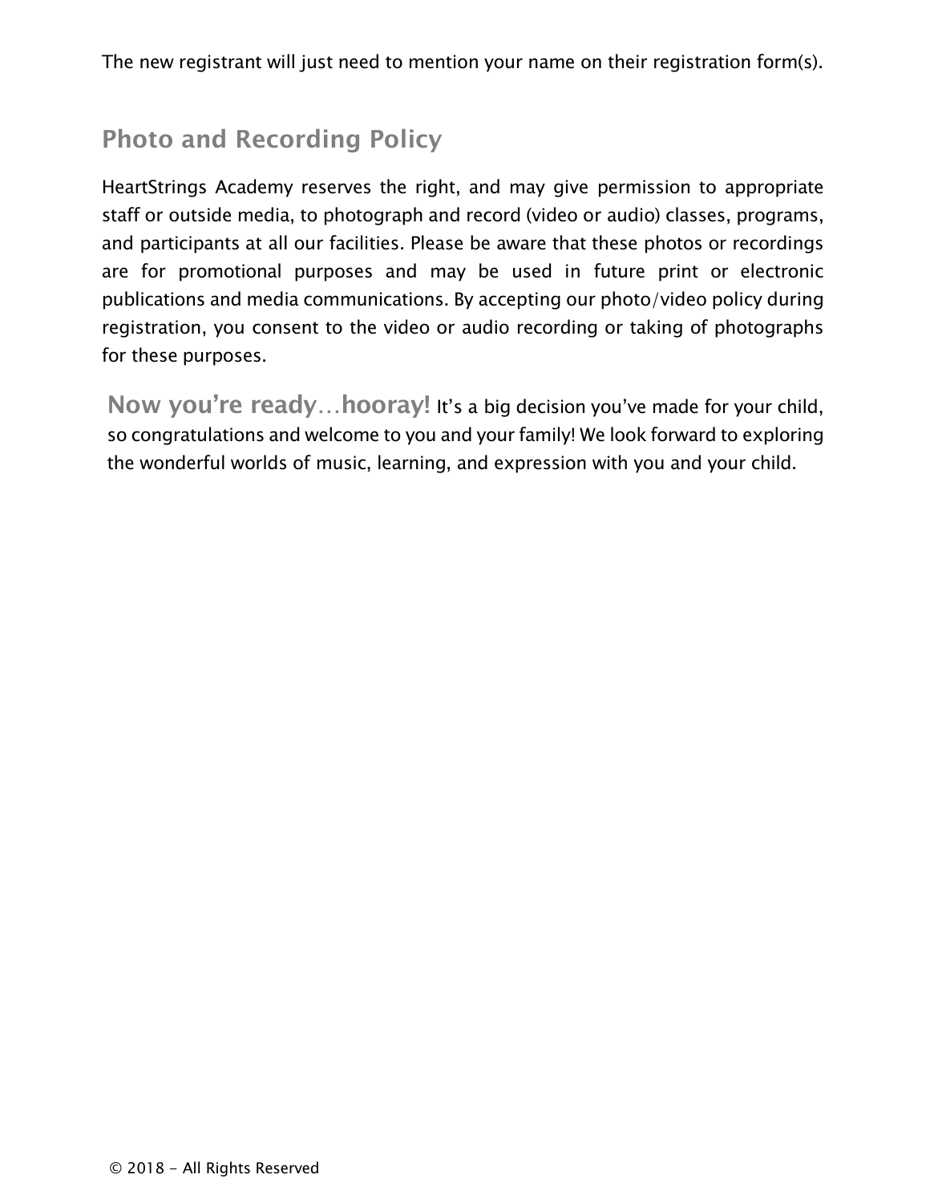The new registrant will just need to mention your name on their registration form(s).

## Photo and Recording Policy

HeartStrings Academy reserves the right, and may give permission to appropriate staff or outside media, to photograph and record (video or audio) classes, programs, and participants at all our facilities. Please be aware that these photos or recordings are for promotional purposes and may be used in future print or electronic publications and media communications. By accepting our photo/video policy during registration, you consent to the video or audio recording or taking of photographs for these purposes.

**Now you're ready…hooray!** It's a big decision you've made for your child, so congratulations and welcome to you and your family! We look forward to exploring the wonderful worlds of music, learning, and expression with you and your child.

© 2018 - All Rights Reserved